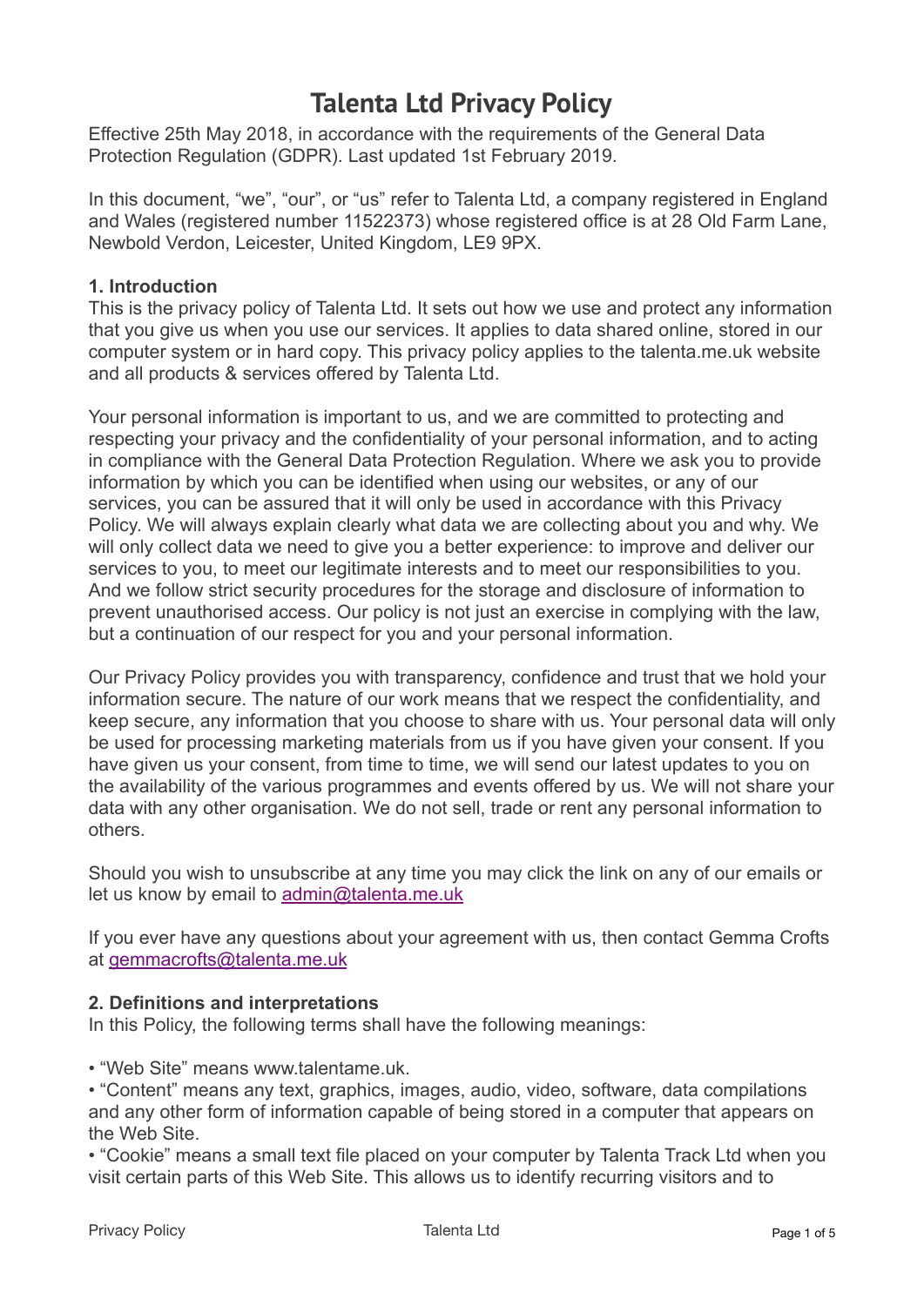# Talenta Ltd Privacy Policy

Effective 25th May 2018, in accordance with the requirements of the General Data Protection Regulation (GDPR). Last updated 1st February 2019.

In this document, "we", "our", or "us" refer to Talenta Ltd, a company registered in England and Wales (registered number 11522373) whose registered office is at 28 Old Farm Lane, Newbold Verdon, Leicester, United Kingdom, LE9 9PX.

**1. Introduction**

This is the privacy policy of Talenta Ltd. It sets out how we use and protect any information that you give us when you use our services. It applies to data shared online, stored in our computer system or in hard copy. This privacy policy applies to the talenta.me.uk website and all products & services offered by Talenta Ltd.

Your personal information is important to us, and we are committed to protecting and respecting your privacy and the confidentiality of your personal information, and to acting in compliance with the General Data Protection Regulation. Where we ask you to provide information by which you can be identified when using our websites, or any of our services, you can be assured that it will only be used in accordance with this Privacy Policy. We will always explain clearly what data we are collecting about you and why. We will only collect data we need to give you a better experience: to improve and deliver our services to you, to meet our legitimate interests and to meet our responsibilities to you. And we follow strict security procedures for the storage and disclosure of information to prevent unauthorised access. Our policy is not just an exercise in complying with the law, but a continuation of our respect for you and your personal information.

Our Privacy Policy provides you with transparency, confidence and trust that we hold your information secure. The nature of our work means that we respect the confidentiality, and keep secure, any information that you choose to share with us. Your personal data will only be used for processing marketing materials from us if you have given your consent. If you have given us your consent, from time to time, we will send our latest updates to you on the availability of the various programmes and events offered by us. We will not share your data with any other organisation. We do not sell, trade or rent any personal information to others.

Should you wish to unsubscribe at any time you may click the link on any of our emails or let us know by email to admin@talenta.me.uk

If you ever have any questions about your agreement with us, then contact Gemma Crofts at gemmacrofts@talenta.me.uk

**2. Definitions and interpretations**

In this Policy, the following terms shall have the following meanings:

• "Web Site" means www.talentame.uk.
• "Content" means any text, graphics, images, audio, video, software, data compilations and any other form of information capable of being stored in a computer that appears on the Web Site.
• "Cookie" means a small text file placed on your computer by Talenta Track Ltd when you visit certain parts of this Web Site. This allows us to identify recurring visitors and to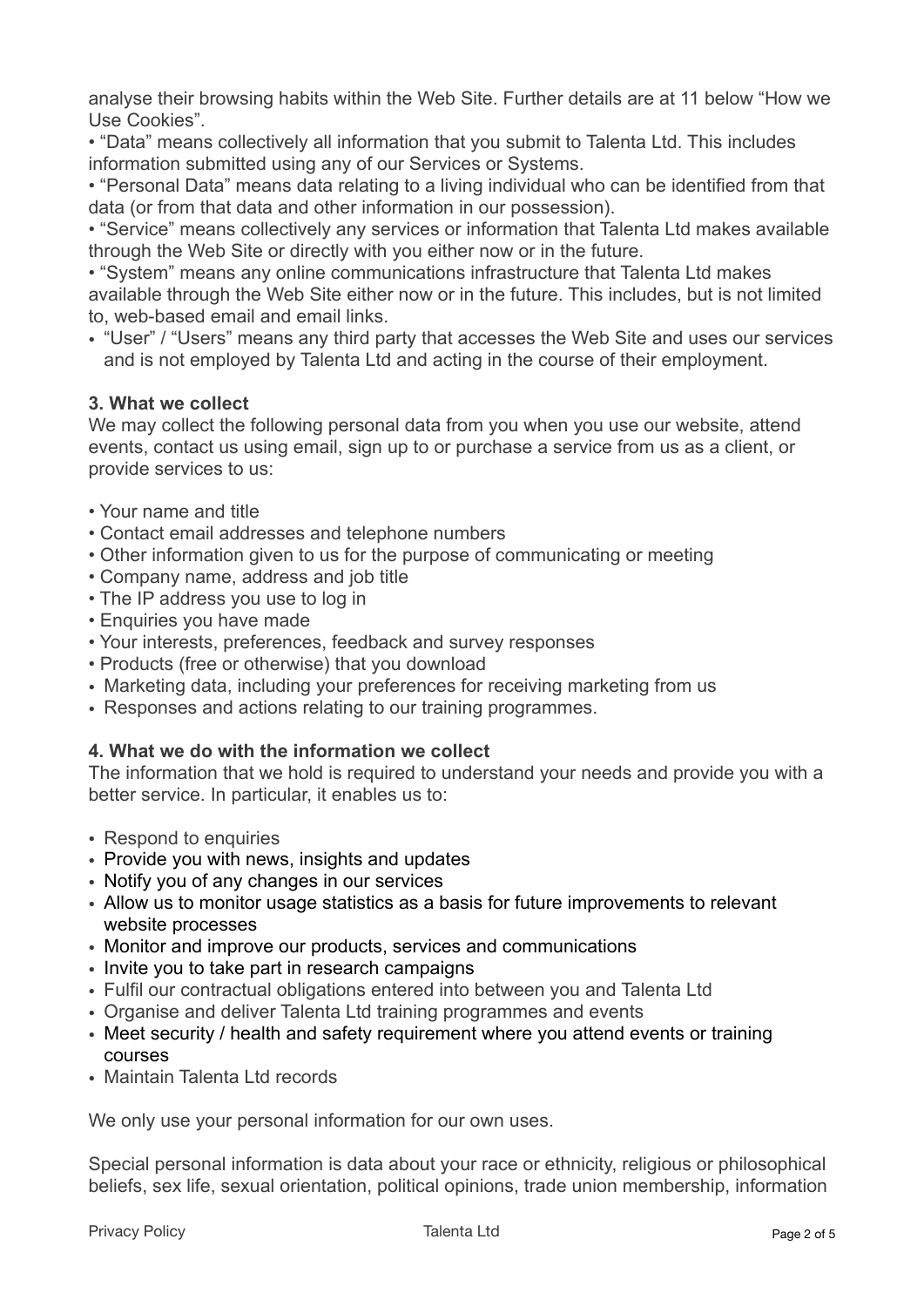analyse their browsing habits within the Web Site. Further details are at 11 below "How we Use Cookies".

- "Data" means collectively all information that you submit to Talenta Ltd. This includes information submitted using any of our Services or Systems.
- "Personal Data" means data relating to a living individual who can be identified from that data (or from that data and other information in our possession).
- "Service" means collectively any services or information that Talenta Ltd makes available through the Web Site or directly with you either now or in the future.
- "System" means any online communications infrastructure that Talenta Ltd makes available through the Web Site either now or in the future. This includes, but is not limited to, web-based email and email links.
- "User" / "Users" means any third party that accesses the Web Site and uses our services and is not employed by Talenta Ltd and acting in the course of their employment.

**3. What we collect**

We may collect the following personal data from you when you use our website, attend events, contact us using email, sign up to or purchase a service from us as a client, or provide services to us:

- Your name and title
- Contact email addresses and telephone numbers
- Other information given to us for the purpose of communicating or meeting
- Company name, address and job title
- The IP address you use to log in
- Enquiries you have made
- Your interests, preferences, feedback and survey responses
- Products (free or otherwise) that you download
- Marketing data, including your preferences for receiving marketing from us
- Responses and actions relating to our training programmes.

**4. What we do with the information we collect**

The information that we hold is required to understand your needs and provide you with a better service. In particular, it enables us to:

- Respond to enquiries
- Provide you with news, insights and updates
- Notify you of any changes in our services
- Allow us to monitor usage statistics as a basis for future improvements to relevant website processes
- Monitor and improve our products, services and communications
- Invite you to take part in research campaigns
- Fulfil our contractual obligations entered into between you and Talenta Ltd
- Organise and deliver Talenta Ltd training programmes and events
- Meet security / health and safety requirement where you attend events or training courses
- Maintain Talenta Ltd records

We only use your personal information for our own uses.

Special personal information is data about your race or ethnicity, religious or philosophical beliefs, sex life, sexual orientation, political opinions, trade union membership, information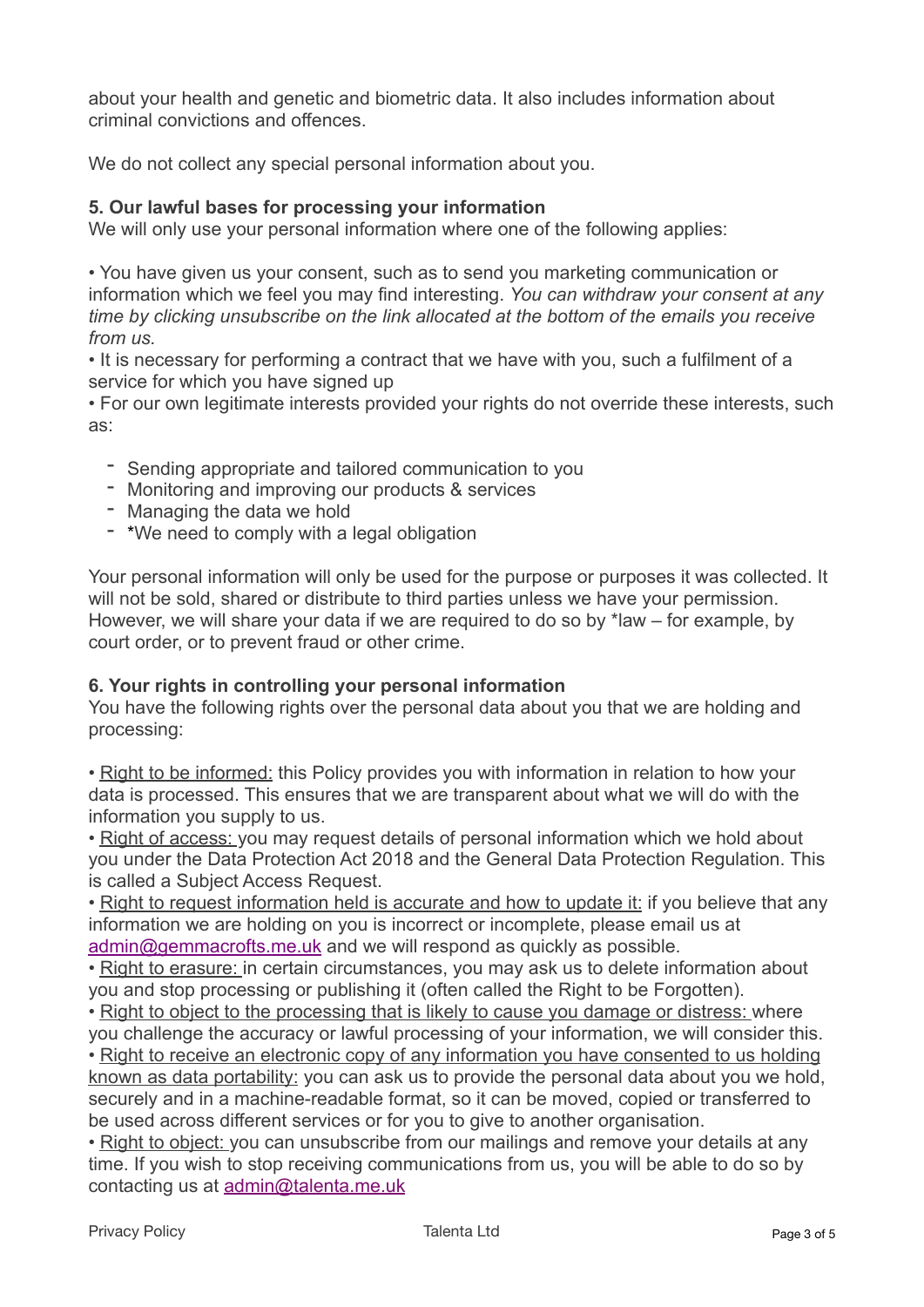about your health and genetic and biometric data. It also includes information about criminal convictions and offences.

We do not collect any special personal information about you.

**5. Our lawful bases for processing your information**

We will only use your personal information where one of the following applies:

• You have given us your consent, such as to send you marketing communication or information which we feel you may find interesting. *You can withdraw your consent at any time by clicking unsubscribe on the link allocated at the bottom of the emails you receive from us.*

• It is necessary for performing a contract that we have with you, such a fulfilment of a service for which you have signed up

• For our own legitimate interests provided your rights do not override these interests, such as:

- Sending appropriate and tailored communication to you
- Monitoring and improving our products & services
- Managing the data we hold
- ***We need to comply with a legal obligation

Your personal information will only be used for the purpose or purposes it was collected. It will not be sold, shared or distribute to third parties unless we have your permission. However, we will share your data if we are required to do so by *law – for example, by court order, or to prevent fraud or other crime.

**6. Your rights in controlling your personal information**

You have the following rights over the personal data about you that we are holding and processing:

• Right to be informed: this Policy provides you with information in relation to how your data is processed. This ensures that we are transparent about what we will do with the information you supply to us.

• Right of access: you may request details of personal information which we hold about you under the Data Protection Act 2018 and the General Data Protection Regulation. This is called a Subject Access Request.

• Right to request information held is accurate and how to update it: if you believe that any information we are holding on you is incorrect or incomplete, please email us at admin@gemmacrofts.me.uk and we will respond as quickly as possible.

• Right to erasure: in certain circumstances, you may ask us to delete information about you and stop processing or publishing it (often called the Right to be Forgotten).

• Right to object to the processing that is likely to cause you damage or distress: where you challenge the accuracy or lawful processing of your information, we will consider this.

• Right to receive an electronic copy of any information you have consented to us holding known as data portability: you can ask us to provide the personal data about you we hold, securely and in a machine-readable format, so it can be moved, copied or transferred to be used across different services or for you to give to another organisation.

• Right to object: you can unsubscribe from our mailings and remove your details at any time. If you wish to stop receiving communications from us, you will be able to do so by contacting us at admin@talenta.me.uk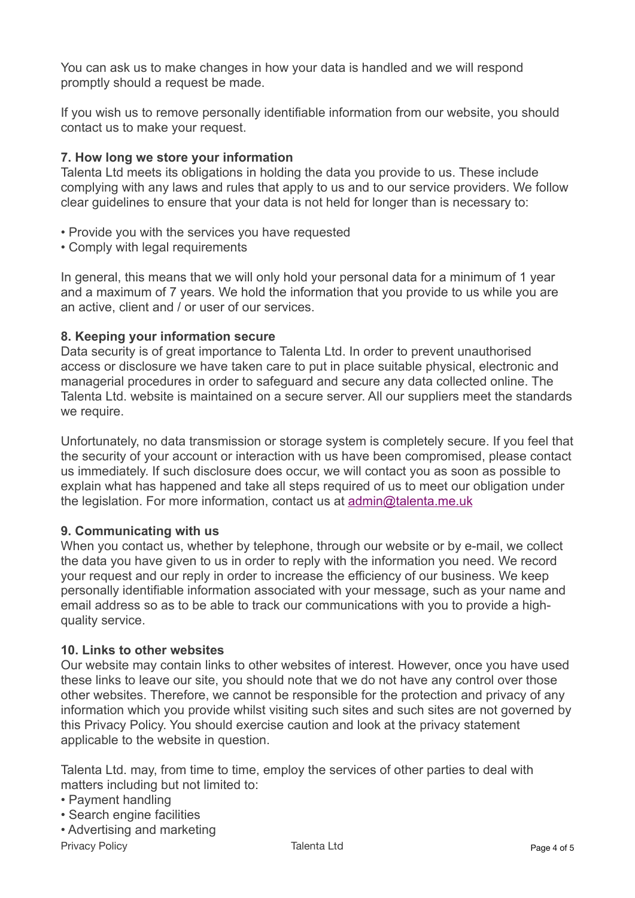You can ask us to make changes in how your data is handled and we will respond promptly should a request be made.

If you wish us to remove personally identifiable information from our website, you should contact us to make your request.

**7. How long we store your information**

Talenta Ltd meets its obligations in holding the data you provide to us. These include complying with any laws and rules that apply to us and to our service providers. We follow clear guidelines to ensure that your data is not held for longer than is necessary to:

- Provide you with the services you have requested
- Comply with legal requirements

In general, this means that we will only hold your personal data for a minimum of 1 year and a maximum of 7 years. We hold the information that you provide to us while you are an active, client and / or user of our services.

**8. Keeping your information secure**

Data security is of great importance to Talenta Ltd. In order to prevent unauthorised access or disclosure we have taken care to put in place suitable physical, electronic and managerial procedures in order to safeguard and secure any data collected online. The Talenta Ltd. website is maintained on a secure server. All our suppliers meet the standards we require.

Unfortunately, no data transmission or storage system is completely secure. If you feel that the security of your account or interaction with us have been compromised, please contact us immediately. If such disclosure does occur, we will contact you as soon as possible to explain what has happened and take all steps required of us to meet our obligation under the legislation. For more information, contact us at admin@talenta.me.uk

**9. Communicating with us**

When you contact us, whether by telephone, through our website or by e-mail, we collect the data you have given to us in order to reply with the information you need. We record your request and our reply in order to increase the efficiency of our business. We keep personally identifiable information associated with your message, such as your name and email address so as to be able to track our communications with you to provide a high-quality service.

**10. Links to other websites**

Our website may contain links to other websites of interest. However, once you have used these links to leave our site, you should note that we do not have any control over those other websites. Therefore, we cannot be responsible for the protection and privacy of any information which you provide whilst visiting such sites and such sites are not governed by this Privacy Policy. You should exercise caution and look at the privacy statement applicable to the website in question.

Talenta Ltd. may, from time to time, employ the services of other parties to deal with matters including but not limited to:

- Payment handling
- Search engine facilities
- Advertising and marketing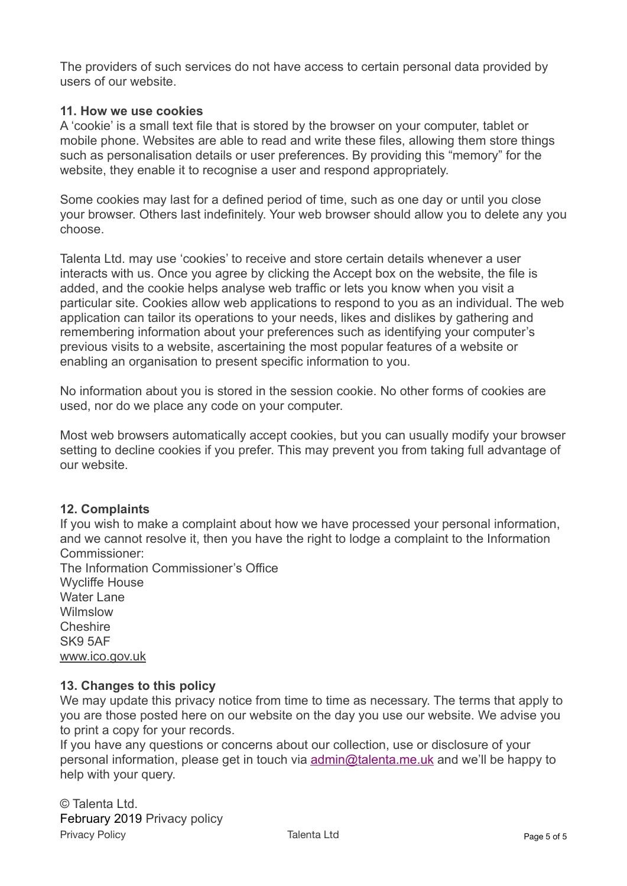The providers of such services do not have access to certain personal data provided by users of our website.

**11. How we use cookies**

A ‘cookie’ is a small text file that is stored by the browser on your computer, tablet or mobile phone. Websites are able to read and write these files, allowing them store things such as personalisation details or user preferences. By providing this “memory” for the website, they enable it to recognise a user and respond appropriately.

Some cookies may last for a defined period of time, such as one day or until you close your browser. Others last indefinitely. Your web browser should allow you to delete any you choose.

Talenta Ltd. may use ‘cookies’ to receive and store certain details whenever a user interacts with us. Once you agree by clicking the Accept box on the website, the file is added, and the cookie helps analyse web traffic or lets you know when you visit a particular site. Cookies allow web applications to respond to you as an individual. The web application can tailor its operations to your needs, likes and dislikes by gathering and remembering information about your preferences such as identifying your computer’s previous visits to a website, ascertaining the most popular features of a website or enabling an organisation to present specific information to you.

No information about you is stored in the session cookie. No other forms of cookies are used, nor do we place any code on your computer.

Most web browsers automatically accept cookies, but you can usually modify your browser setting to decline cookies if you prefer. This may prevent you from taking full advantage of our website.

**12. Complaints**

If you wish to make a complaint about how we have processed your personal information, and we cannot resolve it, then you have the right to lodge a complaint to the Information Commissioner:
The Information Commissioner’s Office
Wycliffe House
Water Lane
Wilmslow
Cheshire
SK9 5AF
www.ico.gov.uk

**13. Changes to this policy**

We may update this privacy notice from time to time as necessary. The terms that apply to you are those posted here on our website on the day you use our website. We advise you to print a copy for your records.
If you have any questions or concerns about our collection, use or disclosure of your personal information, please get in touch via admin@talenta.me.uk and we’ll be happy to help with your query.

© Talenta Ltd.
February 2019 Privacy policy